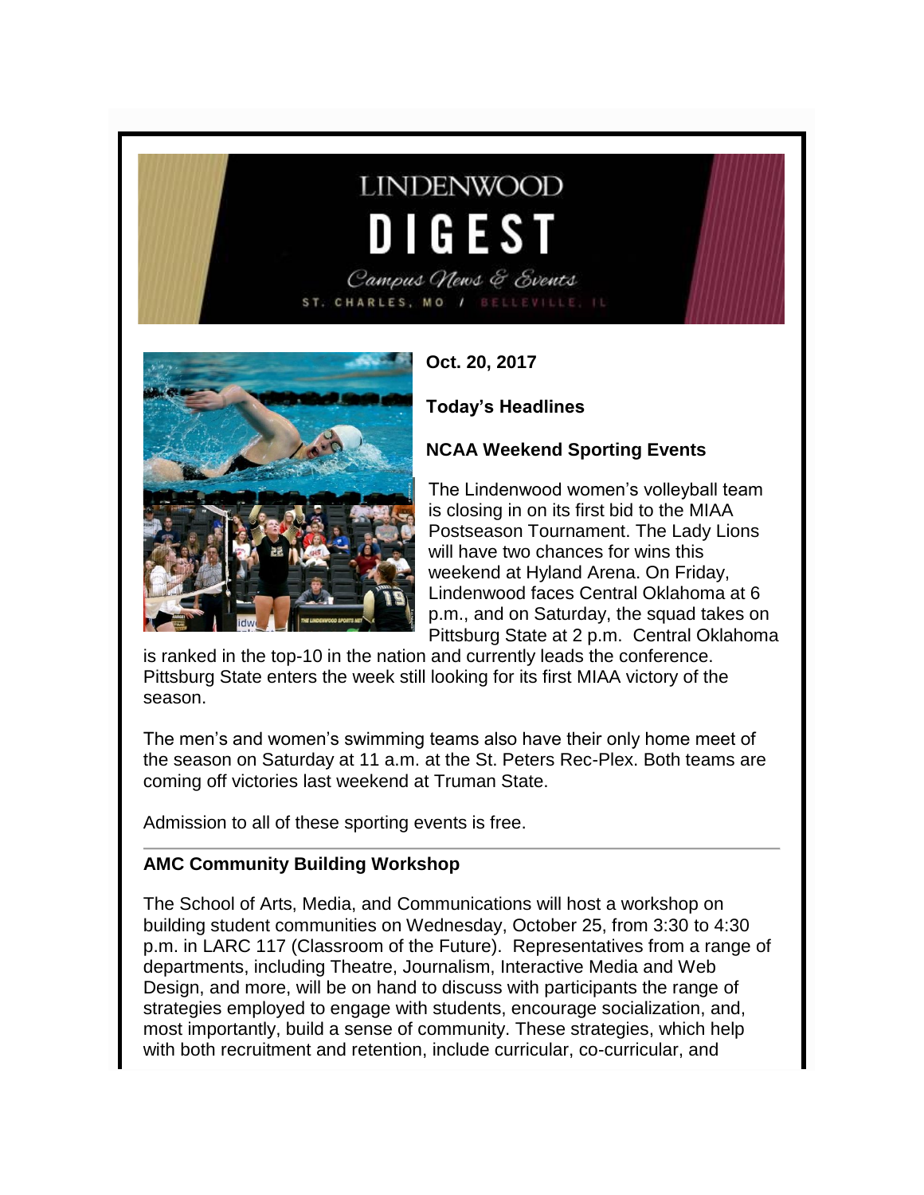# LINDENWOOD DIGEST

*Campus News & Events*

ST. CHARLES, MO / BELLEVILLE, IL

**Oct. 20, 2017**

**Today's Headlines**

## NCAA Weekend Sporting Events

The Lindenwood women's volleyball team is closing in on its first bid to the MIAA Postseason Tournament. The Lady Lions will have two chances for wins this weekend at Hyland Arena. On Friday, Lindenwood faces Central Oklahoma at 6 p.m., and on Saturday, the squad takes on Pittsburg State at 2 p.m. Central Oklahoma is ranked in the top-10 in the nation and currently leads the conference. Pittsburg State enters the week still looking for its first MIAA victory of the season.

The men's and women's swimming teams also have their only home meet of the season on Saturday at 11 a.m. at the St. Peters Rec-Plex. Both teams are coming off victories last weekend at Truman State.

Admission to all of these sporting events is free.

---

## AMC Community Building Workshop

The School of Arts, Media, and Communications will host a workshop on building student communities on Wednesday, October 25, from 3:30 to 4:30 p.m. in LARC 117 (Classroom of the Future). Representatives from a range of departments, including Theatre, Journalism, Interactive Media and Web Design, and more, will be on hand to discuss with participants the range of strategies employed to engage with students, encourage socialization, and, most importantly, build a sense of community. These strategies, which help with both recruitment and retention, include curricular, co-curricular, and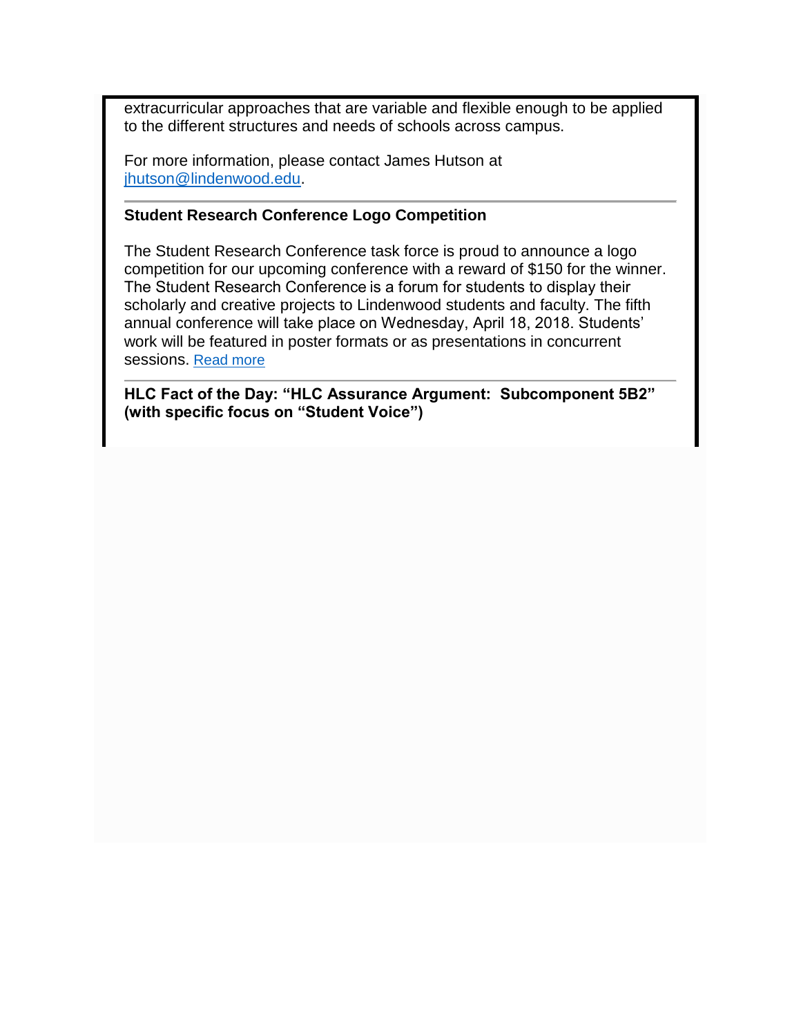extracurricular approaches that are variable and flexible enough to be applied to the different structures and needs of schools across campus.

For more information, please contact James Hutson at [jhutson@lindenwood.edu](mailto:jhutson@lindenwood.edu).

---

**Student Research Conference Logo Competition**

The Student Research Conference task force is proud to announce a logo competition for our upcoming conference with a reward of $150 for the winner. The Student Research Conference is a forum for students to display their scholarly and creative projects to Lindenwood students and faculty. The fifth annual conference will take place on Wednesday, April 18, 2018. Students' work will be featured in poster formats or as presentations in concurrent sessions. Read more

---

**HLC Fact of the Day: "HLC Assurance Argument: Subcomponent 5B2" (with specific focus on "Student Voice")**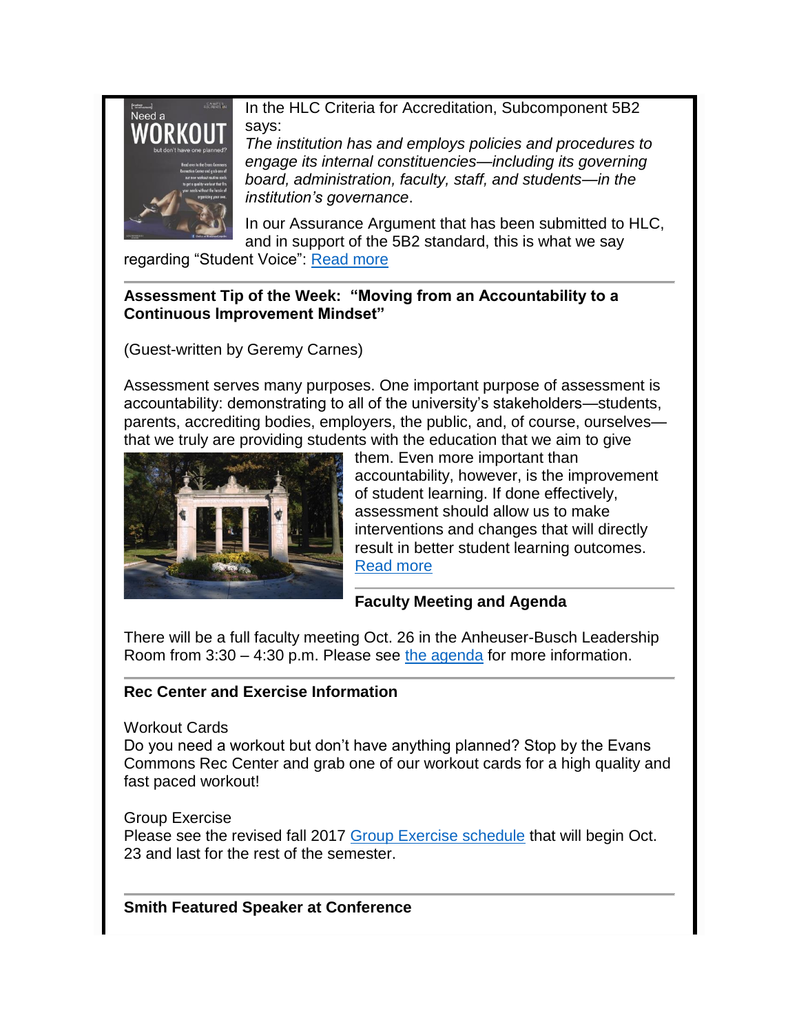In the HLC Criteria for Accreditation, Subcomponent 5B2 says:

*The institution has and employs policies and procedures to engage its internal constituencies—including its governing board, administration, faculty, staff, and students—in the institution's governance*.

In our Assurance Argument that has been submitted to HLC, and in support of the 5B2 standard, this is what we say regarding "Student Voice": Read more

---

**Assessment Tip of the Week: "Moving from an Accountability to a Continuous Improvement Mindset"**

(Guest-written by Geremy Carnes)

Assessment serves many purposes. One important purpose of assessment is accountability: demonstrating to all of the university's stakeholders—students, parents, accrediting bodies, employers, the public, and, of course, ourselves—that we truly are providing students with the education that we aim to give them. Even more important than accountability, however, is the improvement of student learning. If done effectively, assessment should allow us to make interventions and changes that will directly result in better student learning outcomes. Read more

---

**Faculty Meeting and Agenda**

There will be a full faculty meeting Oct. 26 in the Anheuser-Busch Leadership Room from 3:30 – 4:30 p.m. Please see the agenda for more information.

---

**Rec Center and Exercise Information**

Workout Cards
Do you need a workout but don't have anything planned? Stop by the Evans Commons Rec Center and grab one of our workout cards for a high quality and fast paced workout!

Group Exercise
Please see the revised fall 2017 Group Exercise schedule that will begin Oct. 23 and last for the rest of the semester.

---

**Smith Featured Speaker at Conference**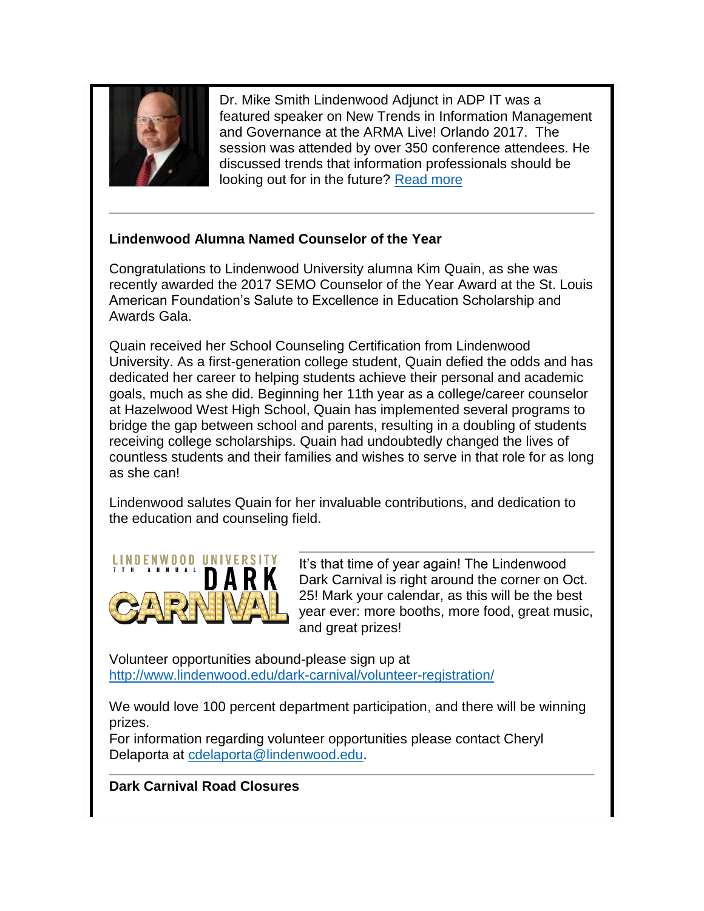Dr. Mike Smith Lindenwood Adjunct in ADP IT was a featured speaker on New Trends in Information Management and Governance at the ARMA Live! Orlando 2017. The session was attended by over 350 conference attendees. He discussed trends that information professionals should be looking out for in the future? [Read more]

---

**Lindenwood Alumna Named Counselor of the Year**

Congratulations to Lindenwood University alumna Kim Quain, as she was recently awarded the 2017 SEMO Counselor of the Year Award at the St. Louis American Foundation's Salute to Excellence in Education Scholarship and Awards Gala.

Quain received her School Counseling Certification from Lindenwood University. As a first-generation college student, Quain defied the odds and has dedicated her career to helping students achieve their personal and academic goals, much as she did. Beginning her 11th year as a college/career counselor at Hazelwood West High School, Quain has implemented several programs to bridge the gap between school and parents, resulting in a doubling of students receiving college scholarships. Quain had undoubtedly changed the lives of countless students and their families and wishes to serve in that role for as long as she can!

Lindenwood salutes Quain for her invaluable contributions, and dedication to the education and counseling field.

---

It's that time of year again! The Lindenwood Dark Carnival is right around the corner on Oct. 25! Mark your calendar, as this will be the best year ever: more booths, more food, great music, and great prizes!

Volunteer opportunities abound-please sign up at http://www.lindenwood.edu/dark-carnival/volunteer-registration/

We would love 100 percent department participation, and there will be winning prizes.
For information regarding volunteer opportunities please contact Cheryl Delaporta at cdelaporta@lindenwood.edu.

---

**Dark Carnival Road Closures**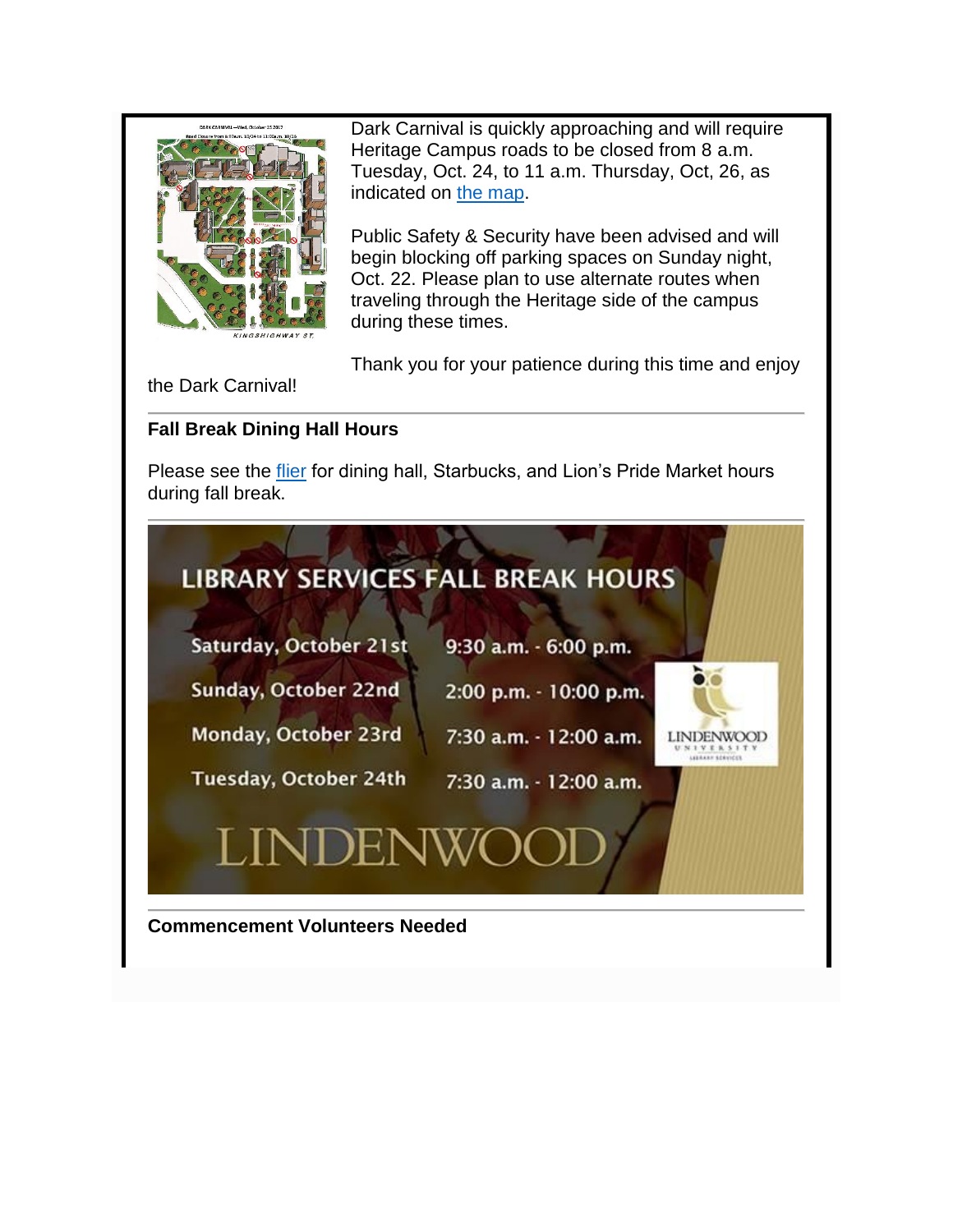Dark Carnival is quickly approaching and will require Heritage Campus roads to be closed from 8 a.m. Tuesday, Oct. 24, to 11 a.m. Thursday, Oct, 26, as indicated on the map.

Public Safety & Security have been advised and will begin blocking off parking spaces on Sunday night, Oct. 22. Please plan to use alternate routes when traveling through the Heritage side of the campus during these times.

Thank you for your patience during this time and enjoy the Dark Carnival!

---

**Fall Break Dining Hall Hours**

Please see the flier for dining hall, Starbucks, and Lion's Pride Market hours during fall break.

---

**LIBRARY SERVICES FALL BREAK HOURS**

| | |
|---|---|
| Saturday, October 21st | 9:30 a.m. - 6:00 p.m. |
| Sunday, October 22nd | 2:00 p.m. - 10:00 p.m. |
| Monday, October 23rd | 7:30 a.m. - 12:00 a.m. |
| Tuesday, October 24th | 7:30 a.m. - 12:00 a.m. |

LINDENWOOD

---

**Commencement Volunteers Needed**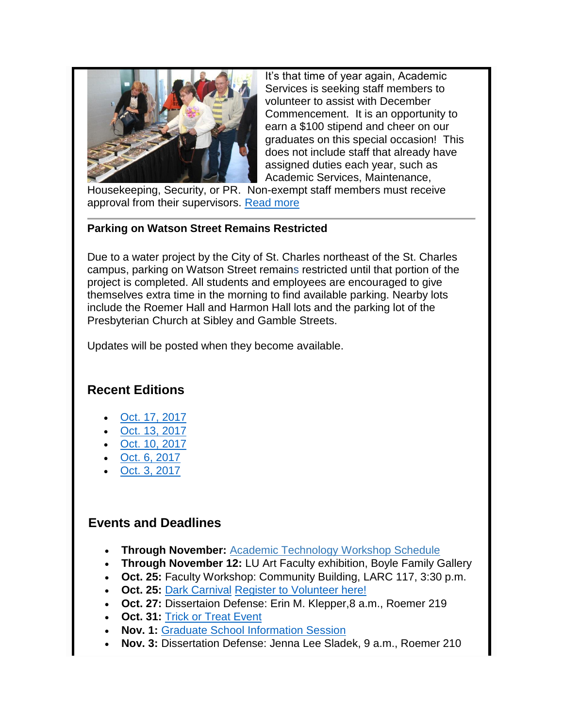It's that time of year again, Academic Services is seeking staff members to volunteer to assist with December Commencement. It is an opportunity to earn a $100 stipend and cheer on our graduates on this special occasion! This does not include staff that already have assigned duties each year, such as Academic Services, Maintenance, Housekeeping, Security, or PR. Non-exempt staff members must receive approval from their supervisors. Read more

---

**Parking on Watson Street Remains Restricted**

Due to a water project by the City of St. Charles northeast of the St. Charles campus, parking on Watson Street remains restricted until that portion of the project is completed. All students and employees are encouraged to give themselves extra time in the morning to find available parking. Nearby lots include the Roemer Hall and Harmon Hall lots and the parking lot of the Presbyterian Church at Sibley and Gamble Streets.

Updates will be posted when they become available.

## Recent Editions

- Oct. 17, 2017
- Oct. 13, 2017
- Oct. 10, 2017
- Oct. 6, 2017
- Oct. 3, 2017

## Events and Deadlines

- **Through November:** Academic Technology Workshop Schedule
- **Through November 12:** LU Art Faculty exhibition, Boyle Family Gallery
- **Oct. 25:** Faculty Workshop: Community Building, LARC 117, 3:30 p.m.
- **Oct. 25:** Dark Carnival Register to Volunteer here!
- **Oct. 27:** Dissertaion Defense: Erin M. Klepper,8 a.m., Roemer 219
- **Oct. 31:** Trick or Treat Event
- **Nov. 1:** Graduate School Information Session
- **Nov. 3:** Dissertation Defense: Jenna Lee Sladek, 9 a.m., Roemer 210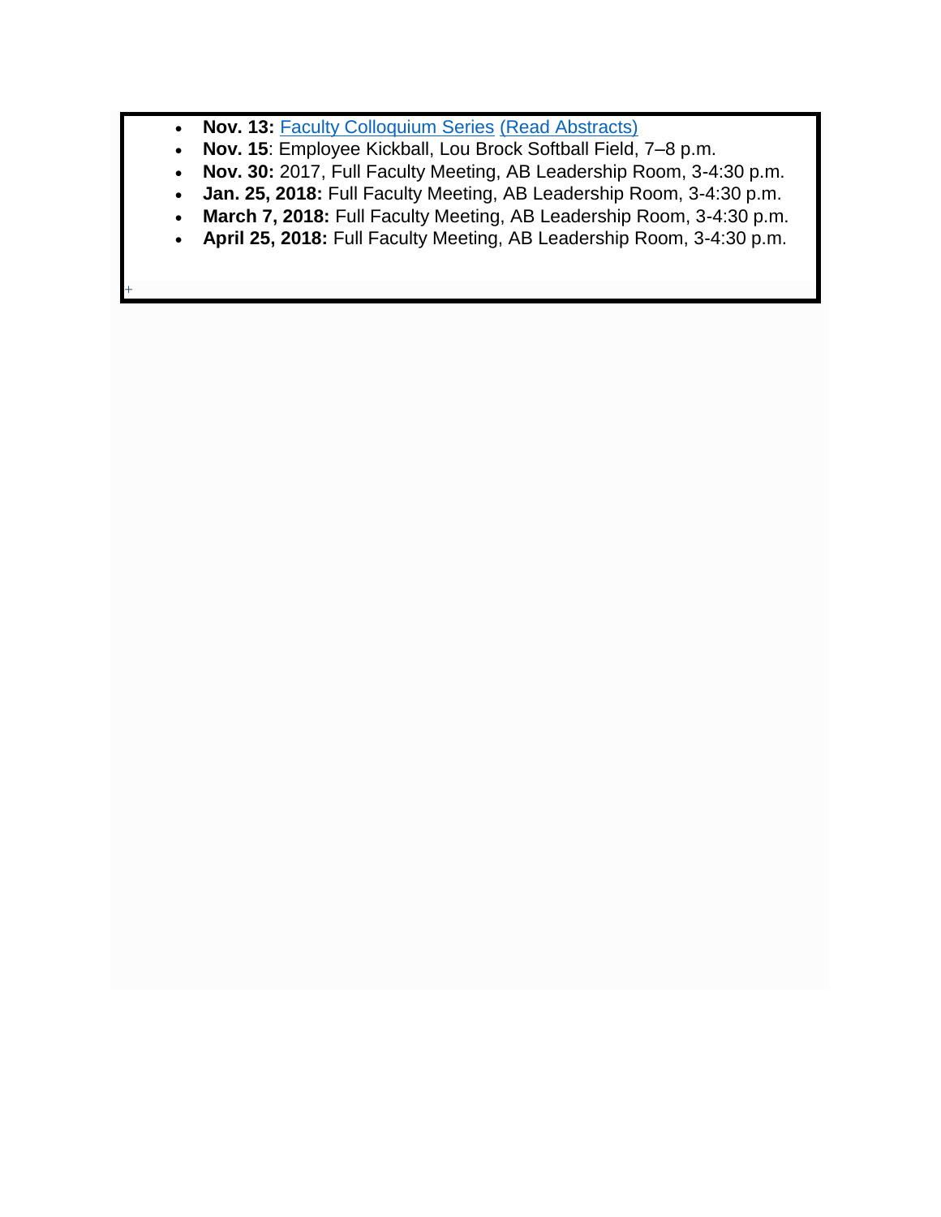- **Nov. 13:** Faculty Colloquium Series (Read Abstracts)
- **Nov. 15**: Employee Kickball, Lou Brock Softball Field, 7–8 p.m.
- **Nov. 30:** 2017, Full Faculty Meeting, AB Leadership Room, 3-4:30 p.m.
- **Jan. 25, 2018:** Full Faculty Meeting, AB Leadership Room, 3-4:30 p.m.
- **March 7, 2018:** Full Faculty Meeting, AB Leadership Room, 3-4:30 p.m.
- **April 25, 2018:** Full Faculty Meeting, AB Leadership Room, 3-4:30 p.m.

+